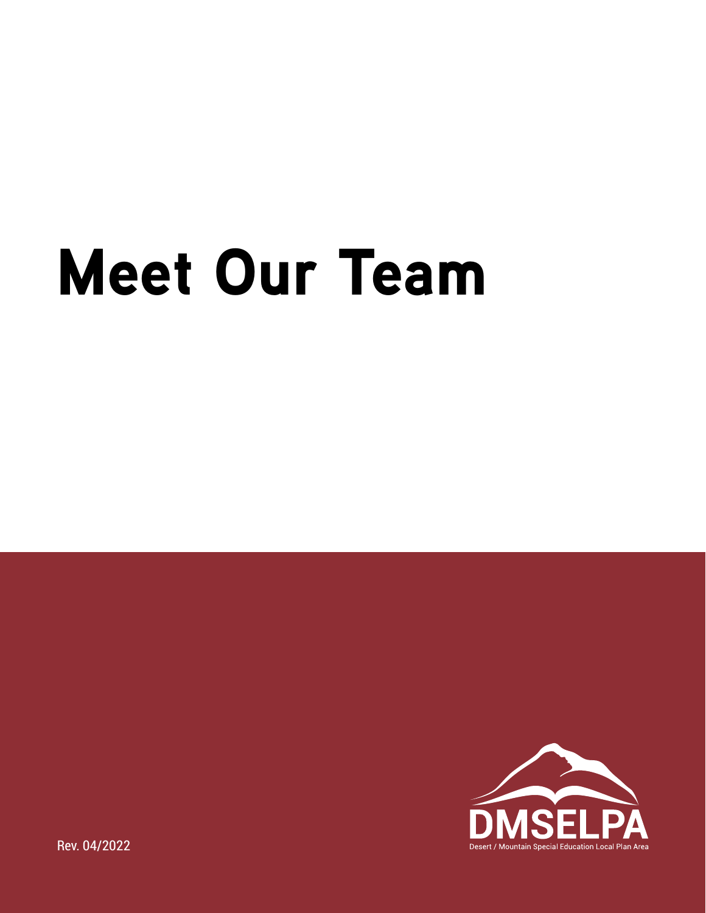# Meet Our Team

DMSELPA

Desert / Mountain Special Education Local Plan Area

Rev. 04/2022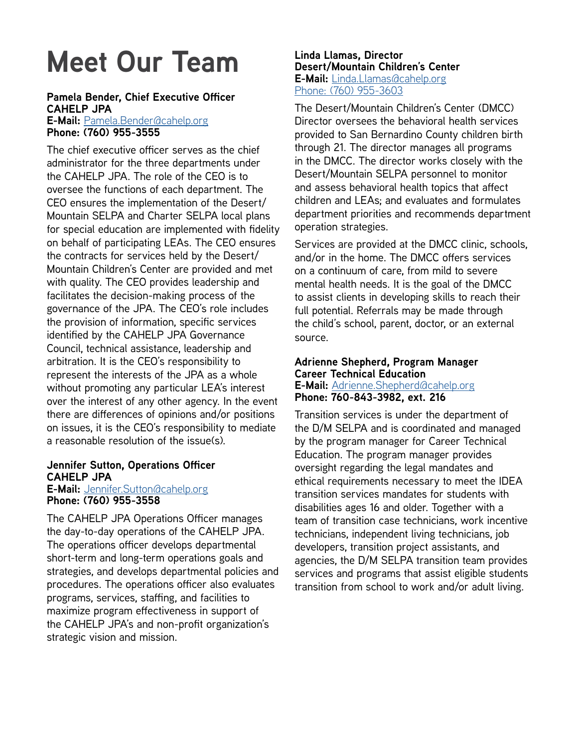# Meet Our Team

**Pamela Bender, Chief Executive Officer**
**CAHELP JPA**
**E-Mail:** Pamela.Bender@cahelp.org
**Phone: (760) 955-3555**

The chief executive officer serves as the chief administrator for the three departments under the CAHELP JPA. The role of the CEO is to oversee the functions of each department. The CEO ensures the implementation of the Desert/Mountain SELPA and Charter SELPA local plans for special education are implemented with fidelity on behalf of participating LEAs. The CEO ensures the contracts for services held by the Desert/Mountain Children's Center are provided and met with quality. The CEO provides leadership and facilitates the decision-making process of the governance of the JPA. The CEO's role includes the provision of information, specific services identified by the CAHELP JPA Governance Council, technical assistance, leadership and arbitration. It is the CEO's responsibility to represent the interests of the JPA as a whole without promoting any particular LEA's interest over the interest of any other agency. In the event there are differences of opinions and/or positions on issues, it is the CEO's responsibility to mediate a reasonable resolution of the issue(s).

**Jennifer Sutton, Operations Officer**
**CAHELP JPA**
**E-Mail:** Jennifer.Sutton@cahelp.org
**Phone: (760) 955-3558**

The CAHELP JPA Operations Officer manages the day-to-day operations of the CAHELP JPA. The operations officer develops departmental short-term and long-term operations goals and strategies, and develops departmental policies and procedures. The operations officer also evaluates programs, services, staffing, and facilities to maximize program effectiveness in support of the CAHELP JPA's and non-profit organization's strategic vision and mission.

**Linda Llamas, Director**
**Desert/Mountain Children's Center**
**E-Mail:** Linda.Llamas@cahelp.org
Phone: (760) 955-3603

The Desert/Mountain Children's Center (DMCC) Director oversees the behavioral health services provided to San Bernardino County children birth through 21. The director manages all programs in the DMCC. The director works closely with the Desert/Mountain SELPA personnel to monitor and assess behavioral health topics that affect children and LEAs; and evaluates and formulates department priorities and recommends department operation strategies.

Services are provided at the DMCC clinic, schools, and/or in the home. The DMCC offers services on a continuum of care, from mild to severe mental health needs. It is the goal of the DMCC to assist clients in developing skills to reach their full potential. Referrals may be made through the child's school, parent, doctor, or an external source.

**Adrienne Shepherd, Program Manager**
**Career Technical Education**
**E-Mail:** Adrienne.Shepherd@cahelp.org
**Phone: 760-843-3982, ext. 216**

Transition services is under the department of the D/M SELPA and is coordinated and managed by the program manager for Career Technical Education. The program manager provides oversight regarding the legal mandates and ethical requirements necessary to meet the IDEA transition services mandates for students with disabilities ages 16 and older. Together with a team of transition case technicians, work incentive technicians, independent living technicians, job developers, transition project assistants, and agencies, the D/M SELPA transition team provides services and programs that assist eligible students transition from school to work and/or adult living.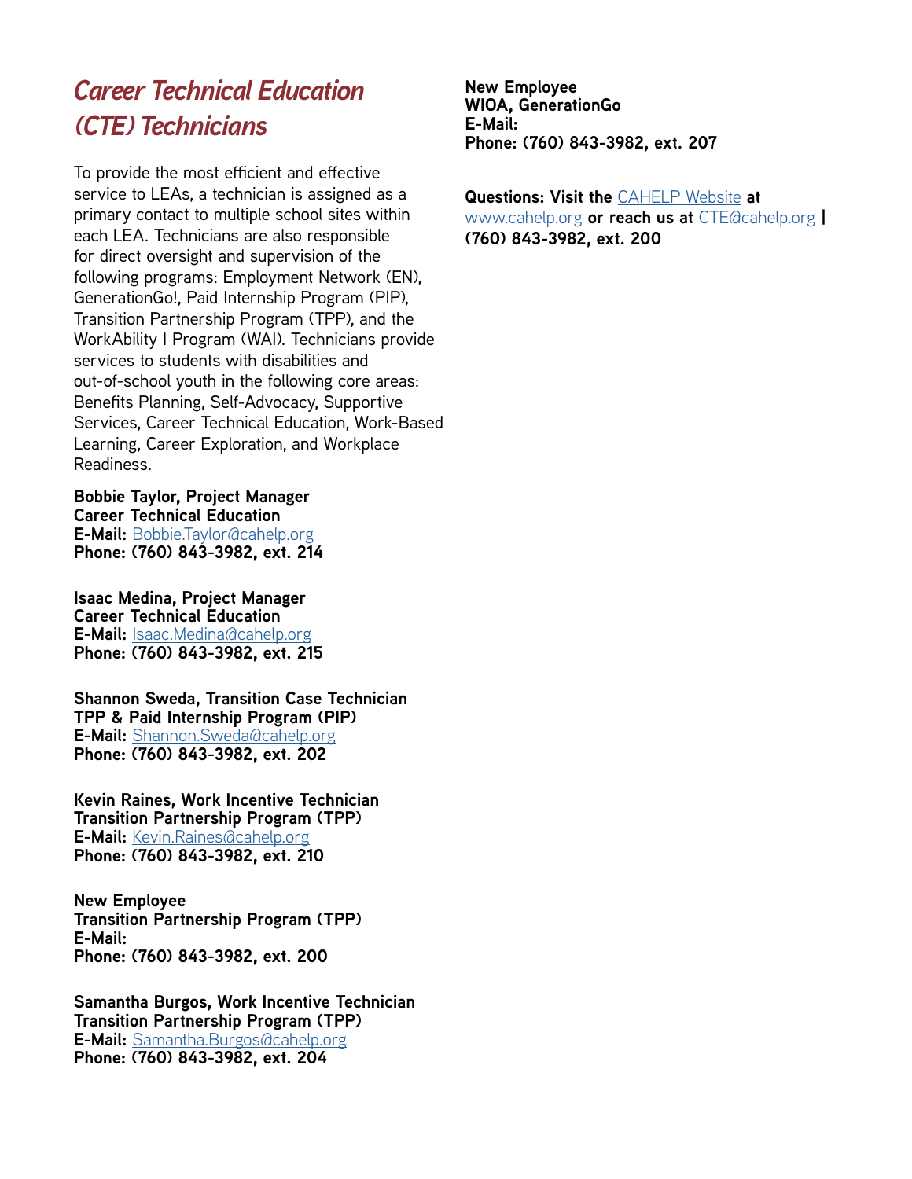## *Career Technical Education (CTE) Technicians*

To provide the most efficient and effective service to LEAs, a technician is assigned as a primary contact to multiple school sites within each LEA. Technicians are also responsible for direct oversight and supervision of the following programs: Employment Network (EN), GenerationGo!, Paid Internship Program (PIP), Transition Partnership Program (TPP), and the WorkAbility I Program (WAI). Technicians provide services to students with disabilities and out-of-school youth in the following core areas: Benefits Planning, Self-Advocacy, Supportive Services, Career Technical Education, Work-Based Learning, Career Exploration, and Workplace Readiness.

**Bobbie Taylor, Project Manager**
**Career Technical Education**
**E-Mail:** Bobbie.Taylor@cahelp.org
**Phone: (760) 843-3982, ext. 214**

**Isaac Medina, Project Manager**
**Career Technical Education**
**E-Mail:** Isaac.Medina@cahelp.org
**Phone: (760) 843-3982, ext. 215**

**Shannon Sweda, Transition Case Technician**
**TPP & Paid Internship Program (PIP)**
**E-Mail:** Shannon.Sweda@cahelp.org
**Phone: (760) 843-3982, ext. 202**

**Kevin Raines, Work Incentive Technician**
**Transition Partnership Program (TPP)**
**E-Mail:** Kevin.Raines@cahelp.org
**Phone: (760) 843-3982, ext. 210**

**New Employee**
**Transition Partnership Program (TPP)**
**E-Mail:**
**Phone: (760) 843-3982, ext. 200**

**Samantha Burgos, Work Incentive Technician**
**Transition Partnership Program (TPP)**
**E-Mail:** Samantha.Burgos@cahelp.org
**Phone: (760) 843-3982, ext. 204**

**New Employee**
**WIOA, GenerationGo**
**E-Mail:**
**Phone: (760) 843-3982, ext. 207**

**Questions: Visit the** CAHELP Website **at** www.cahelp.org **or reach us at** CTE@cahelp.org **| (760) 843-3982, ext. 200**